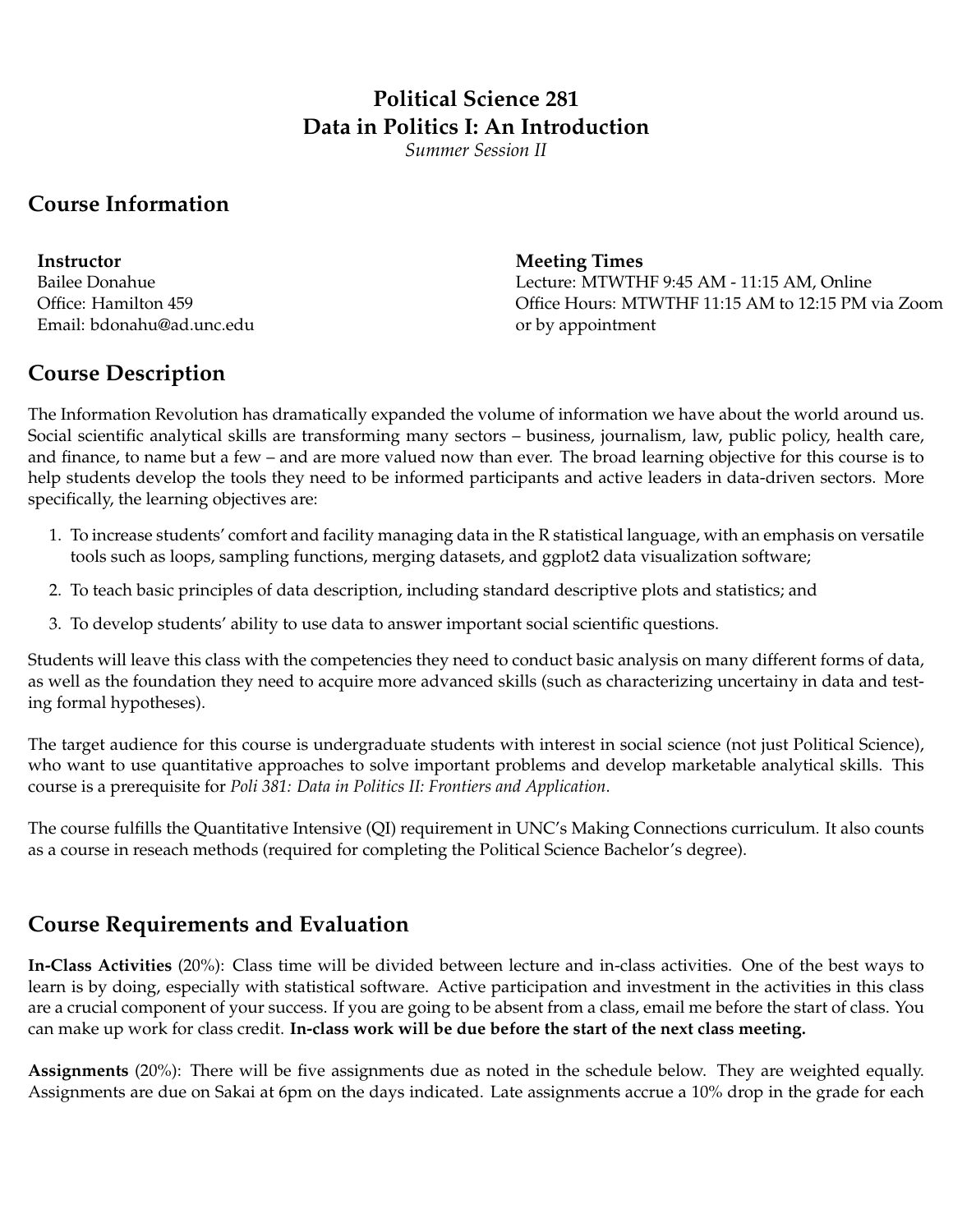# Political Science 281
# Data in Politics I: An Introduction

*Summer Session II*

## Course Information

**Instructor**
Bailee Donahue
Office: Hamilton 459
Email: bdonahu@ad.unc.edu

**Meeting Times**
Lecture: MTWTHF 9:45 AM - 11:15 AM, Online
Office Hours: MTWTHF 11:15 AM to 12:15 PM via Zoom or by appointment

## Course Description

The Information Revolution has dramatically expanded the volume of information we have about the world around us. Social scientific analytical skills are transforming many sectors – business, journalism, law, public policy, health care, and finance, to name but a few – and are more valued now than ever. The broad learning objective for this course is to help students develop the tools they need to be informed participants and active leaders in data-driven sectors. More specifically, the learning objectives are:

1. To increase students' comfort and facility managing data in the R statistical language, with an emphasis on versatile tools such as loops, sampling functions, merging datasets, and ggplot2 data visualization software;
2. To teach basic principles of data description, including standard descriptive plots and statistics; and
3. To develop students' ability to use data to answer important social scientific questions.

Students will leave this class with the competencies they need to conduct basic analysis on many different forms of data, as well as the foundation they need to acquire more advanced skills (such as characterizing uncertainy in data and testing formal hypotheses).

The target audience for this course is undergraduate students with interest in social science (not just Political Science), who want to use quantitative approaches to solve important problems and develop marketable analytical skills. This course is a prerequisite for *Poli 381: Data in Politics II: Frontiers and Application*.

The course fulfills the Quantitative Intensive (QI) requirement in UNC's Making Connections curriculum. It also counts as a course in reseach methods (required for completing the Political Science Bachelor's degree).

## Course Requirements and Evaluation

**In-Class Activities** (20%): Class time will be divided between lecture and in-class activities. One of the best ways to learn is by doing, especially with statistical software. Active participation and investment in the activities in this class are a crucial component of your success. If you are going to be absent from a class, email me before the start of class. You can make up work for class credit. **In-class work will be due before the start of the next class meeting.**

**Assignments** (20%): There will be five assignments due as noted in the schedule below. They are weighted equally. Assignments are due on Sakai at 6pm on the days indicated. Late assignments accrue a 10% drop in the grade for each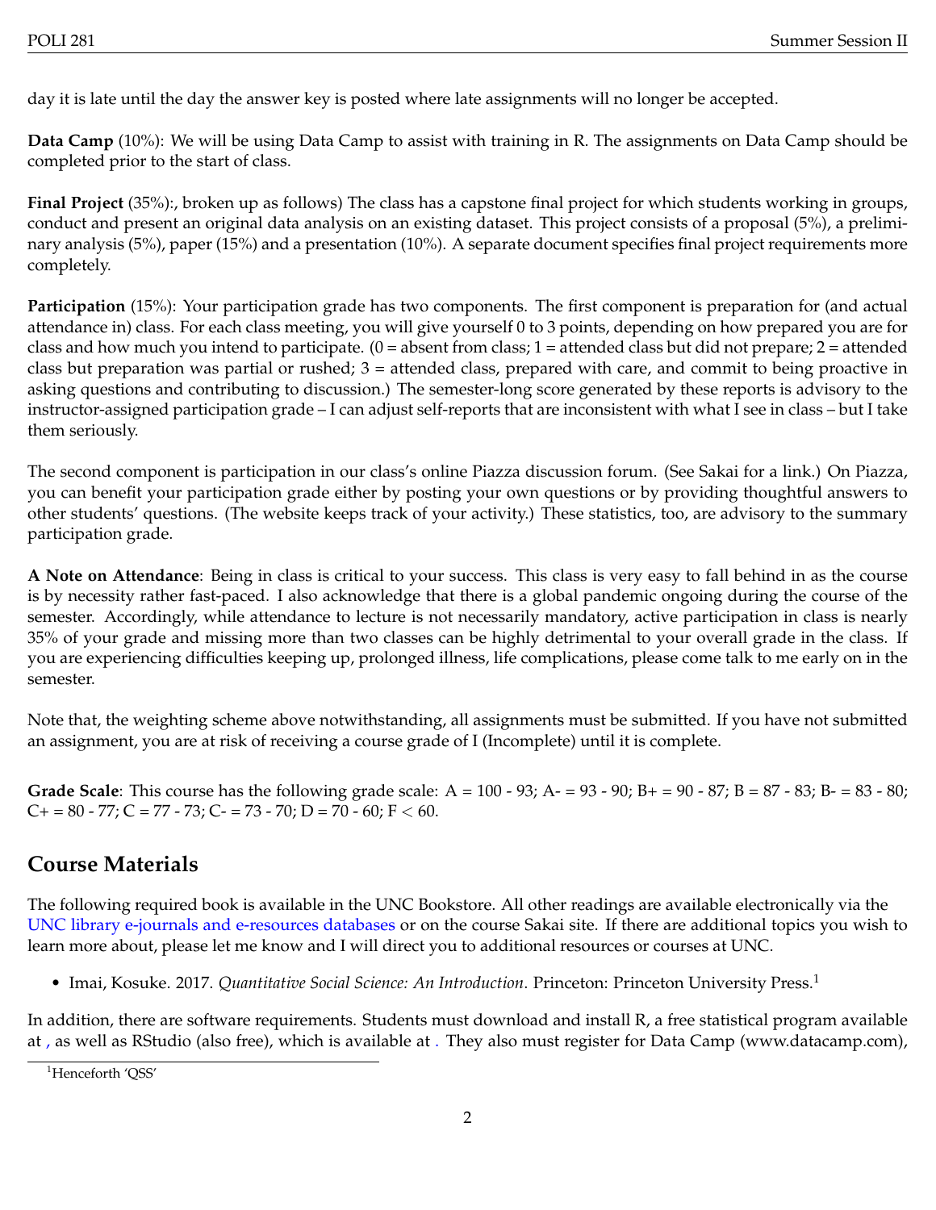day it is late until the day the answer key is posted where late assignments will no longer be accepted.

**Data Camp** (10%): We will be using Data Camp to assist with training in R. The assignments on Data Camp should be completed prior to the start of class.

**Final Project** (35%):, broken up as follows) The class has a capstone final project for which students working in groups, conduct and present an original data analysis on an existing dataset. This project consists of a proposal (5%), a preliminary analysis (5%), paper (15%) and a presentation (10%). A separate document specifies final project requirements more completely.

**Participation** (15%): Your participation grade has two components. The first component is preparation for (and actual attendance in) class. For each class meeting, you will give yourself 0 to 3 points, depending on how prepared you are for class and how much you intend to participate. (0 = absent from class; 1 = attended class but did not prepare; 2 = attended class but preparation was partial or rushed; 3 = attended class, prepared with care, and commit to being proactive in asking questions and contributing to discussion.) The semester-long score generated by these reports is advisory to the instructor-assigned participation grade – I can adjust self-reports that are inconsistent with what I see in class – but I take them seriously.

The second component is participation in our class's online Piazza discussion forum. (See Sakai for a link.) On Piazza, you can benefit your participation grade either by posting your own questions or by providing thoughtful answers to other students' questions. (The website keeps track of your activity.) These statistics, too, are advisory to the summary participation grade.

**A Note on Attendance**: Being in class is critical to your success. This class is very easy to fall behind in as the course is by necessity rather fast-paced. I also acknowledge that there is a global pandemic ongoing during the course of the semester. Accordingly, while attendance to lecture is not necessarily mandatory, active participation in class is nearly 35% of your grade and missing more than two classes can be highly detrimental to your overall grade in the class. If you are experiencing difficulties keeping up, prolonged illness, life complications, please come talk to me early on in the semester.

Note that, the weighting scheme above notwithstanding, all assignments must be submitted. If you have not submitted an assignment, you are at risk of receiving a course grade of I (Incomplete) until it is complete.

**Grade Scale**: This course has the following grade scale: A = 100 - 93; A- = 93 - 90; B+ = 90 - 87; B = 87 - 83; B- = 83 - 80; C+ = 80 - 77; C = 77 - 73; C- = 73 - 70; D = 70 - 60; F < 60.

## Course Materials

The following required book is available in the UNC Bookstore. All other readings are available electronically via the UNC library e-journals and e-resources databases or on the course Sakai site. If there are additional topics you wish to learn more about, please let me know and I will direct you to additional resources or courses at UNC.

- Imai, Kosuke. 2017. *Quantitative Social Science: An Introduction*. Princeton: Princeton University Press.[1]

In addition, there are software requirements. Students must download and install R, a free statistical program available at , as well as RStudio (also free), which is available at . They also must register for Data Camp (www.datacamp.com),

[1] Henceforth 'QSS'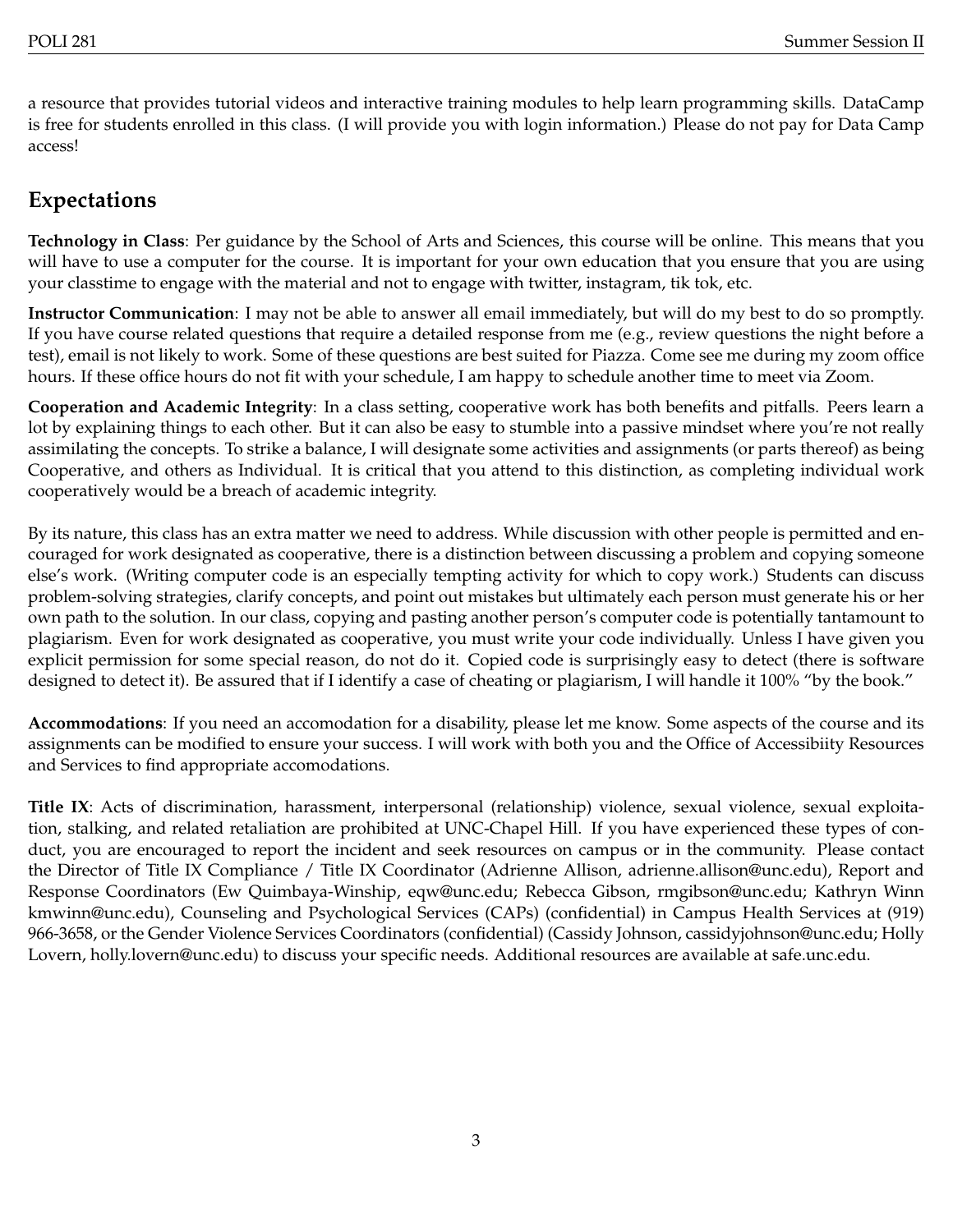a resource that provides tutorial videos and interactive training modules to help learn programming skills. DataCamp is free for students enrolled in this class. (I will provide you with login information.) Please do not pay for Data Camp access!

## Expectations

**Technology in Class**: Per guidance by the School of Arts and Sciences, this course will be online. This means that you will have to use a computer for the course. It is important for your own education that you ensure that you are using your classtime to engage with the material and not to engage with twitter, instagram, tik tok, etc.

**Instructor Communication**: I may not be able to answer all email immediately, but will do my best to do so promptly. If you have course related questions that require a detailed response from me (e.g., review questions the night before a test), email is not likely to work. Some of these questions are best suited for Piazza. Come see me during my zoom office hours. If these office hours do not fit with your schedule, I am happy to schedule another time to meet via Zoom.

**Cooperation and Academic Integrity**: In a class setting, cooperative work has both benefits and pitfalls. Peers learn a lot by explaining things to each other. But it can also be easy to stumble into a passive mindset where you're not really assimilating the concepts. To strike a balance, I will designate some activities and assignments (or parts thereof) as being Cooperative, and others as Individual. It is critical that you attend to this distinction, as completing individual work cooperatively would be a breach of academic integrity.

By its nature, this class has an extra matter we need to address. While discussion with other people is permitted and encouraged for work designated as cooperative, there is a distinction between discussing a problem and copying someone else's work. (Writing computer code is an especially tempting activity for which to copy work.) Students can discuss problem-solving strategies, clarify concepts, and point out mistakes but ultimately each person must generate his or her own path to the solution. In our class, copying and pasting another person's computer code is potentially tantamount to plagiarism. Even for work designated as cooperative, you must write your code individually. Unless I have given you explicit permission for some special reason, do not do it. Copied code is surprisingly easy to detect (there is software designed to detect it). Be assured that if I identify a case of cheating or plagiarism, I will handle it 100% "by the book."

**Accommodations**: If you need an accomodation for a disability, please let me know. Some aspects of the course and its assignments can be modified to ensure your success. I will work with both you and the Office of Accessibiity Resources and Services to find appropriate accomodations.

**Title IX**: Acts of discrimination, harassment, interpersonal (relationship) violence, sexual violence, sexual exploitation, stalking, and related retaliation are prohibited at UNC-Chapel Hill. If you have experienced these types of conduct, you are encouraged to report the incident and seek resources on campus or in the community. Please contact the Director of Title IX Compliance / Title IX Coordinator (Adrienne Allison, adrienne.allison@unc.edu), Report and Response Coordinators (Ew Quimbaya-Winship, eqw@unc.edu; Rebecca Gibson, rmgibson@unc.edu; Kathryn Winn kmwinn@unc.edu), Counseling and Psychological Services (CAPs) (confidential) in Campus Health Services at (919) 966-3658, or the Gender Violence Services Coordinators (confidential) (Cassidy Johnson, cassidyjohnson@unc.edu; Holly Lovern, holly.lovern@unc.edu) to discuss your specific needs. Additional resources are available at safe.unc.edu.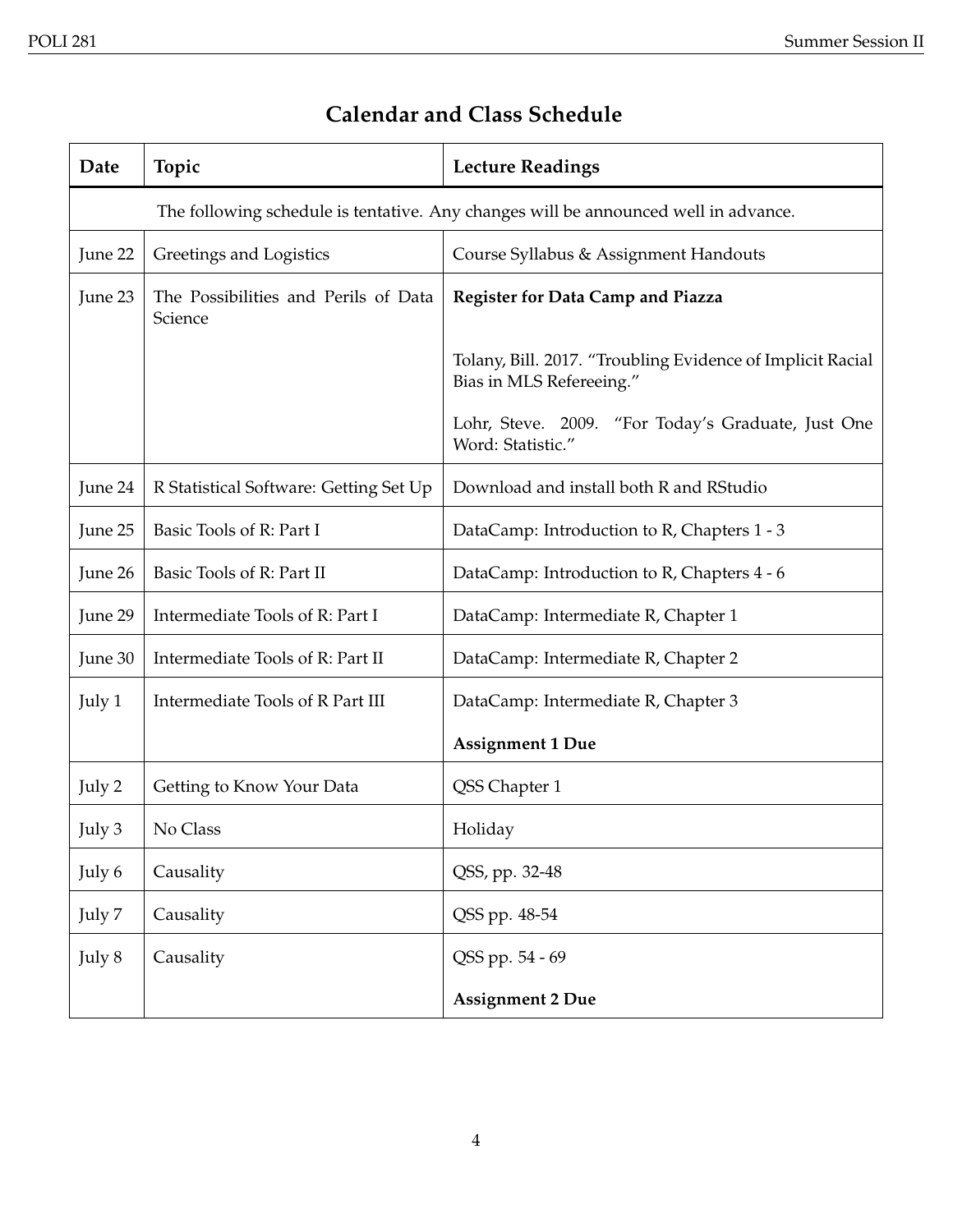## Calendar and Class Schedule

| Date | Topic | Lecture Readings |
| --- | --- | --- |
| The following schedule is tentative. Any changes will be announced well in advance. | | |
| June 22 | Greetings and Logistics | Course Syllabus & Assignment Handouts |
| June 23 | The Possibilities and Perils of Data Science | **Register for Data Camp and Piazza**<br><br>Tolany, Bill. 2017. "Troubling Evidence of Implicit Racial Bias in MLS Refereeing."<br><br>Lohr, Steve. 2009. "For Today's Graduate, Just One Word: Statistic." |
| June 24 | R Statistical Software: Getting Set Up | Download and install both R and RStudio |
| June 25 | Basic Tools of R: Part I | DataCamp: Introduction to R, Chapters 1 - 3 |
| June 26 | Basic Tools of R: Part II | DataCamp: Introduction to R, Chapters 4 - 6 |
| June 29 | Intermediate Tools of R: Part I | DataCamp: Intermediate R, Chapter 1 |
| June 30 | Intermediate Tools of R: Part II | DataCamp: Intermediate R, Chapter 2 |
| July 1 | Intermediate Tools of R Part III | DataCamp: Intermediate R, Chapter 3<br><br>**Assignment 1 Due** |
| July 2 | Getting to Know Your Data | QSS Chapter 1 |
| July 3 | No Class | Holiday |
| July 6 | Causality | QSS, pp. 32-48 |
| July 7 | Causality | QSS pp. 48-54 |
| July 8 | Causality | QSS pp. 54 - 69<br><br>**Assignment 2 Due** |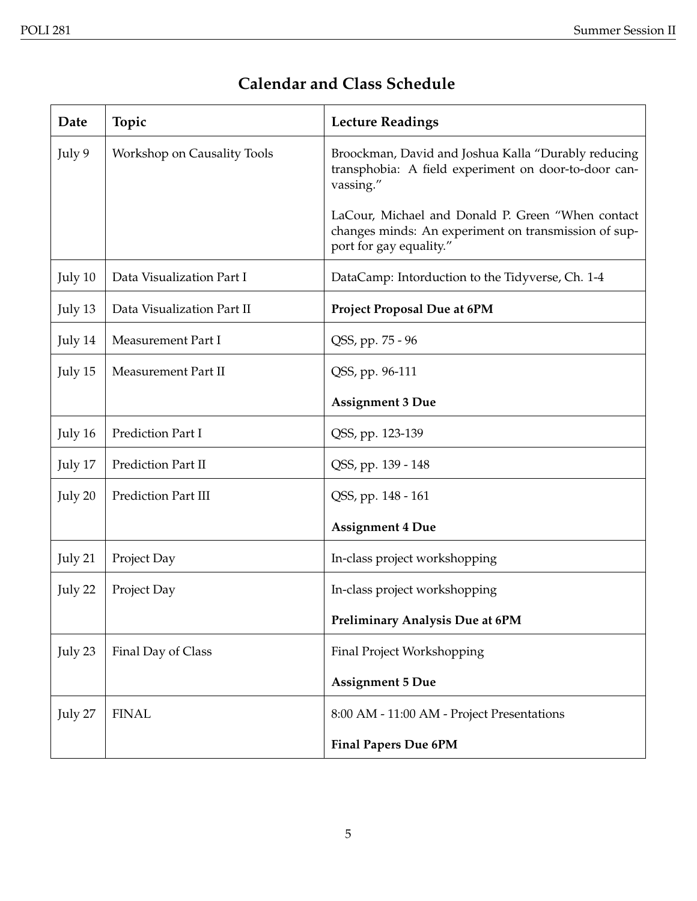## Calendar and Class Schedule

| Date | Topic | Lecture Readings |
|---|---|---|
| July 9 | Workshop on Causality Tools | Broockman, David and Joshua Kalla "Durably reducing transphobia: A field experiment on door-to-door canvassing." <br><br> LaCour, Michael and Donald P. Green "When contact changes minds: An experiment on transmission of support for gay equality." |
| July 10 | Data Visualization Part I | DataCamp: Intorduction to the Tidyverse, Ch. 1-4 |
| July 13 | Data Visualization Part II | **Project Proposal Due at 6PM** |
| July 14 | Measurement Part I | QSS, pp. 75 - 96 |
| July 15 | Measurement Part II | QSS, pp. 96-111 <br><br> **Assignment 3 Due** |
| July 16 | Prediction Part I | QSS, pp. 123-139 |
| July 17 | Prediction Part II | QSS, pp. 139 - 148 |
| July 20 | Prediction Part III | QSS, pp. 148 - 161 <br><br> **Assignment 4 Due** |
| July 21 | Project Day | In-class project workshopping |
| July 22 | Project Day | In-class project workshopping <br><br> **Preliminary Analysis Due at 6PM** |
| July 23 | Final Day of Class | Final Project Workshopping <br><br> **Assignment 5 Due** |
| July 27 | FINAL | 8:00 AM - 11:00 AM - Project Presentations <br><br> **Final Papers Due 6PM** |